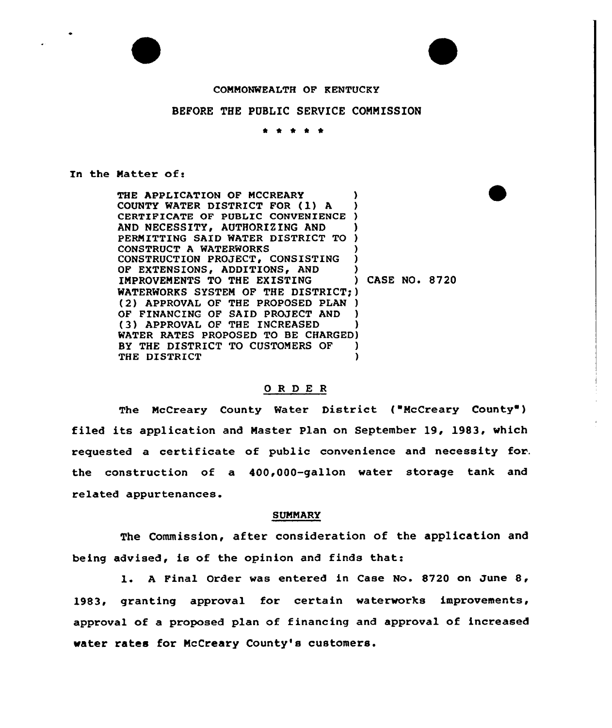COMMONWEALTH OF KENTUCKY

BEFORE THE PUBLIC SERVICE COMMISSION

\* \* \* \* \*

In the Matter of:

| | |
|---|---|
| THE APPLICATION OF MCCREARY COUNTY WATER DISTRICT FOR (1) A CERTIFICATE OF PUBLIC CONVENIENCE AND NECESSITY, AUTHORIZING AND PERMITTING SAID WATER DISTRICT TO CONSTRUCT A WATERWORKS CONSTRUCTION PROJECT, CONSISTING OF EXTENSIONS, ADDITIONS, AND IMPROVEMENTS TO THE EXISTING WATERWORKS SYSTEM OF THE DISTRICT; (2) APPROVAL OF THE PROPOSED PLAN OF FINANCING OF SAID PROJECT AND (3) APPROVAL OF THE INCREASED WATER RATES PROPOSED TO BE CHARGED BY THE DISTRICT TO CUSTOMERS OF THE DISTRICT | CASE NO. 8720 |

## ORDER

The McCreary County Water District ("McCreary County") filed its application and Master Plan on September 19, 1983, which requested a certificate of public convenience and necessity for the construction of a 400,000-gallon water storage tank and related appurtenances.

### SUMMARY

The Commission, after consideration of the application and being advised, is of the opinion and finds that:

1. A Final Order was entered in Case No. 8720 on June 8, 1983, granting approval for certain waterworks improvements, approval of a proposed plan of financing and approval of increased water rates for McCreary County's customers.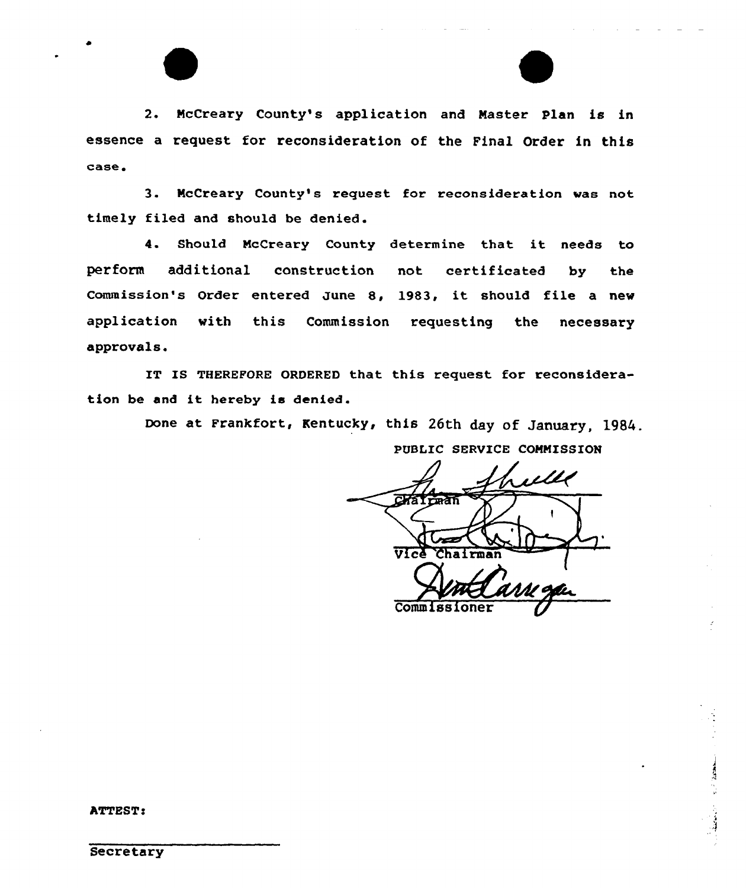2. McCreary County's application and Master Plan is in essence a request for reconsideration of the Final Order in this case.

3. McCreary County's request for reconsideration was not timely filed and should be denied.

4. Should McCreary County determine that it needs to perform additional construction not certificated by the Commission's Order entered June 8, 1983, it should file a new application with this Commission requesting the necessary approvals.

IT IS THEREFORE ORDERED that this request for reconsideration be and it hereby is denied.

Done at Frankfort, Kentucky, this 26th day of January, 1984.

PUBLIC SERVICE COMMISSION

Chairman

Vice Chairman

Commissioner

ATTEST:

Secretary